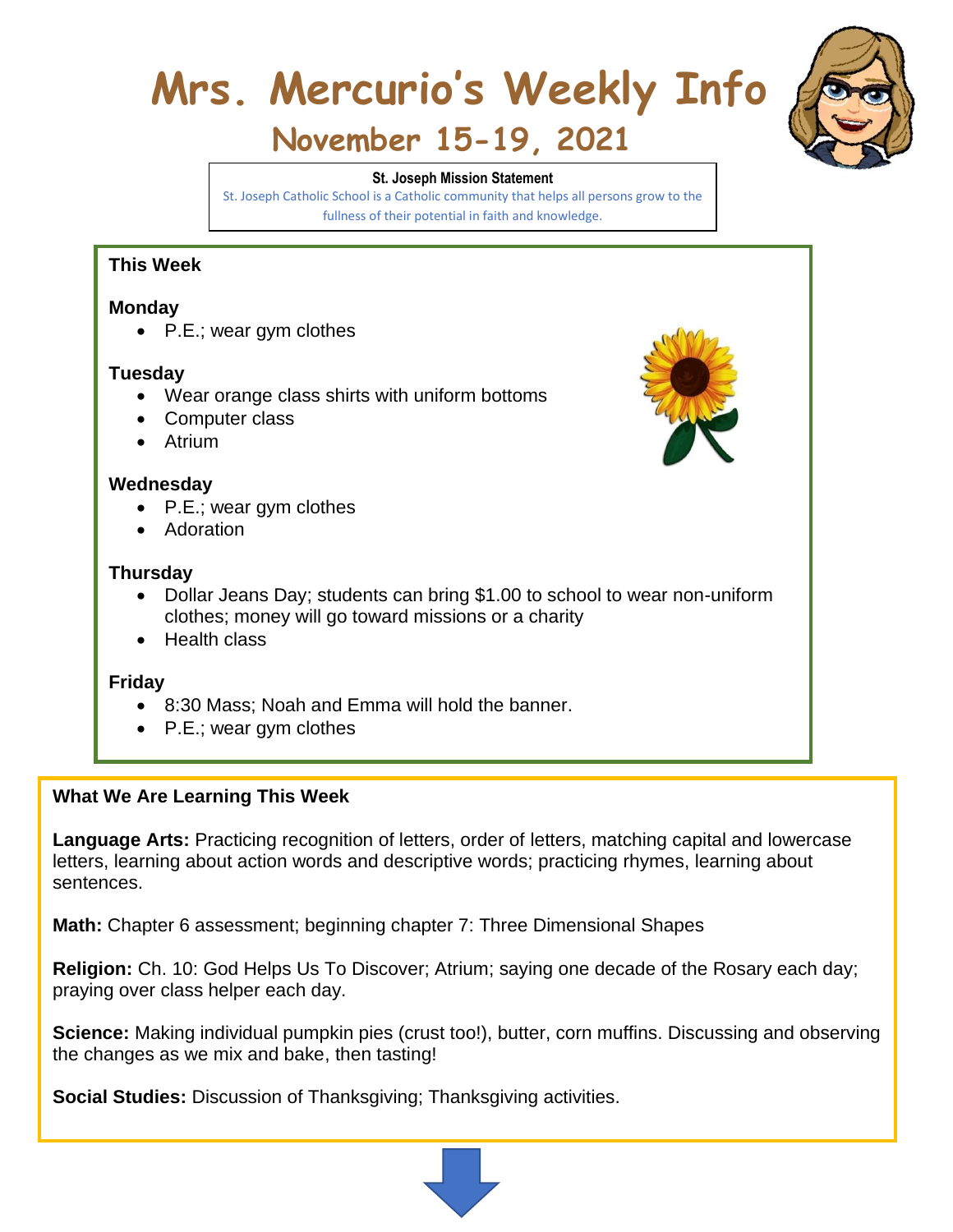# Mrs. Mercurio's Weekly Info

## November 15-19, 2021

**St. Joseph Mission Statement**

St. Joseph Catholic School is a Catholic community that helps all persons grow to the fullness of their potential in faith and knowledge.

### This Week

**Monday**

- P.E.; wear gym clothes

**Tuesday**

- Wear orange class shirts with uniform bottoms
- Computer class
- Atrium

**Wednesday**

- P.E.; wear gym clothes
- Adoration

**Thursday**

- Dollar Jeans Day; students can bring $1.00 to school to wear non-uniform clothes; money will go toward missions or a charity
- Health class

**Friday**

- 8:30 Mass; Noah and Emma will hold the banner.
- P.E.; wear gym clothes

### What We Are Learning This Week

**Language Arts:** Practicing recognition of letters, order of letters, matching capital and lowercase letters, learning about action words and descriptive words; practicing rhymes, learning about sentences.

**Math:** Chapter 6 assessment; beginning chapter 7: Three Dimensional Shapes

**Religion:** Ch. 10: God Helps Us To Discover; Atrium; saying one decade of the Rosary each day; praying over class helper each day.

**Science:** Making individual pumpkin pies (crust too!), butter, corn muffins. Discussing and observing the changes as we mix and bake, then tasting!

**Social Studies:** Discussion of Thanksgiving; Thanksgiving activities.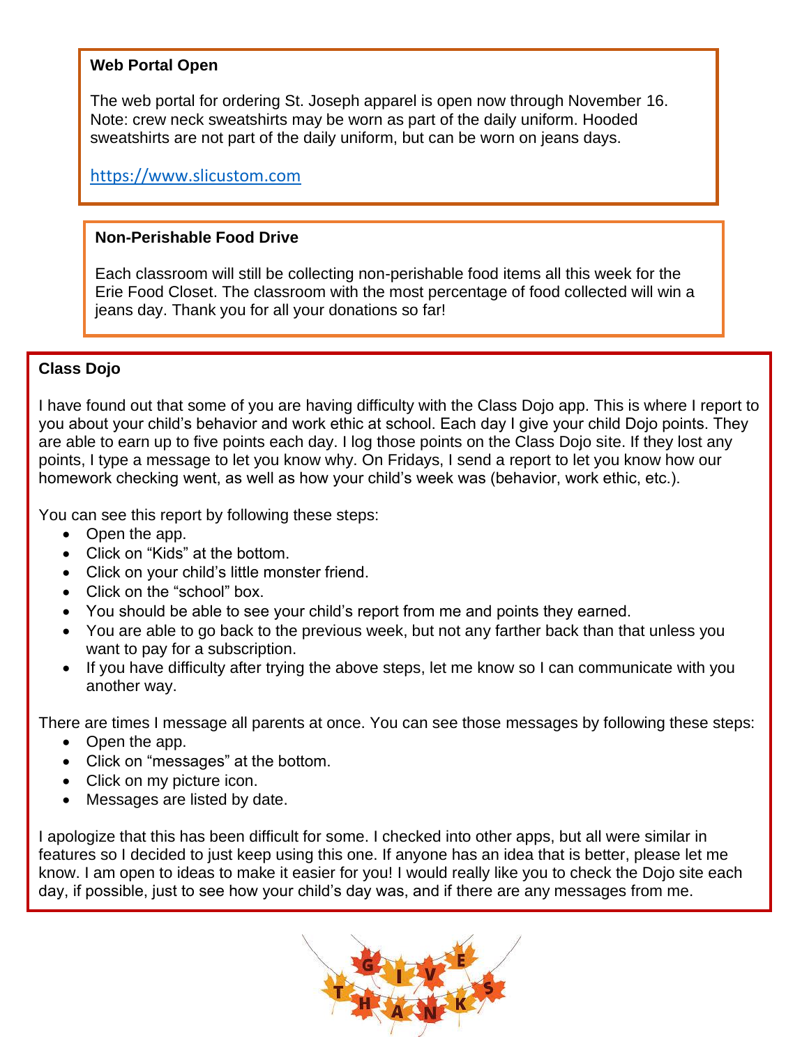### Web Portal Open

The web portal for ordering St. Joseph apparel is open now through November 16. Note: crew neck sweatshirts may be worn as part of the daily uniform. Hooded sweatshirts are not part of the daily uniform, but can be worn on jeans days.

https://www.slicustom.com

### Non-Perishable Food Drive

Each classroom will still be collecting non-perishable food items all this week for the Erie Food Closet. The classroom with the most percentage of food collected will win a jeans day. Thank you for all your donations so far!

### Class Dojo

I have found out that some of you are having difficulty with the Class Dojo app. This is where I report to you about your child's behavior and work ethic at school. Each day I give your child Dojo points. They are able to earn up to five points each day. I log those points on the Class Dojo site. If they lost any points, I type a message to let you know why. On Fridays, I send a report to let you know how our homework checking went, as well as how your child's week was (behavior, work ethic, etc.).

You can see this report by following these steps:

- Open the app.
- Click on "Kids" at the bottom.
- Click on your child's little monster friend.
- Click on the "school" box.
- You should be able to see your child's report from me and points they earned.
- You are able to go back to the previous week, but not any farther back than that unless you want to pay for a subscription.
- If you have difficulty after trying the above steps, let me know so I can communicate with you another way.

There are times I message all parents at once. You can see those messages by following these steps:

- Open the app.
- Click on "messages" at the bottom.
- Click on my picture icon.
- Messages are listed by date.

I apologize that this has been difficult for some. I checked into other apps, but all were similar in features so I decided to just keep using this one. If anyone has an idea that is better, please let me know. I am open to ideas to make it easier for you! I would really like you to check the Dojo site each day, if possible, just to see how your child's day was, and if there are any messages from me.

GIVE THANKS